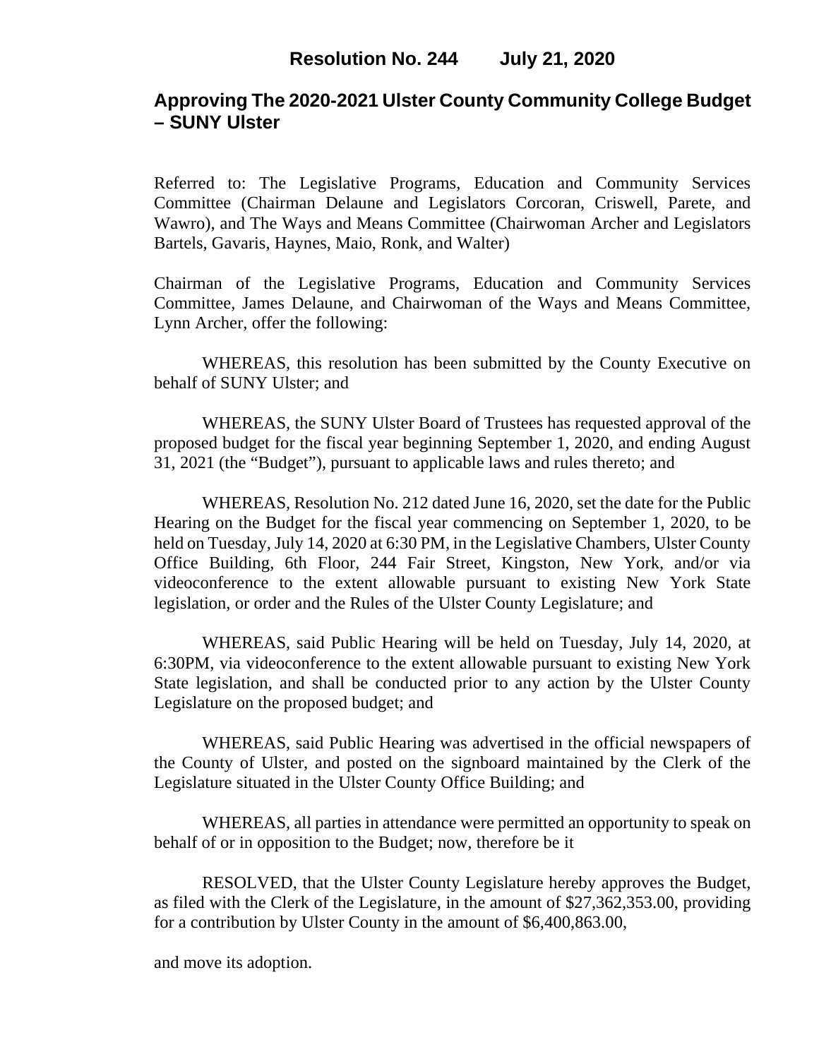**Resolution No. 244        July 21, 2020**

## Approving The 2020-2021 Ulster County Community College Budget – SUNY Ulster

Referred to: The Legislative Programs, Education and Community Services Committee (Chairman Delaune and Legislators Corcoran, Criswell, Parete, and Wawro), and The Ways and Means Committee (Chairwoman Archer and Legislators Bartels, Gavaris, Haynes, Maio, Ronk, and Walter)

Chairman of the Legislative Programs, Education and Community Services Committee, James Delaune, and Chairwoman of the Ways and Means Committee, Lynn Archer, offer the following:

WHEREAS, this resolution has been submitted by the County Executive on behalf of SUNY Ulster; and

WHEREAS, the SUNY Ulster Board of Trustees has requested approval of the proposed budget for the fiscal year beginning September 1, 2020, and ending August 31, 2021 (the "Budget"), pursuant to applicable laws and rules thereto; and

WHEREAS, Resolution No. 212 dated June 16, 2020, set the date for the Public Hearing on the Budget for the fiscal year commencing on September 1, 2020, to be held on Tuesday, July 14, 2020 at 6:30 PM, in the Legislative Chambers, Ulster County Office Building, 6th Floor, 244 Fair Street, Kingston, New York, and/or via videoconference to the extent allowable pursuant to existing New York State legislation, or order and the Rules of the Ulster County Legislature; and

WHEREAS, said Public Hearing will be held on Tuesday, July 14, 2020, at 6:30PM, via videoconference to the extent allowable pursuant to existing New York State legislation, and shall be conducted prior to any action by the Ulster County Legislature on the proposed budget; and

WHEREAS, said Public Hearing was advertised in the official newspapers of the County of Ulster, and posted on the signboard maintained by the Clerk of the Legislature situated in the Ulster County Office Building; and

WHEREAS, all parties in attendance were permitted an opportunity to speak on behalf of or in opposition to the Budget; now, therefore be it

RESOLVED, that the Ulster County Legislature hereby approves the Budget, as filed with the Clerk of the Legislature, in the amount of $27,362,353.00, providing for a contribution by Ulster County in the amount of $6,400,863.00,

and move its adoption.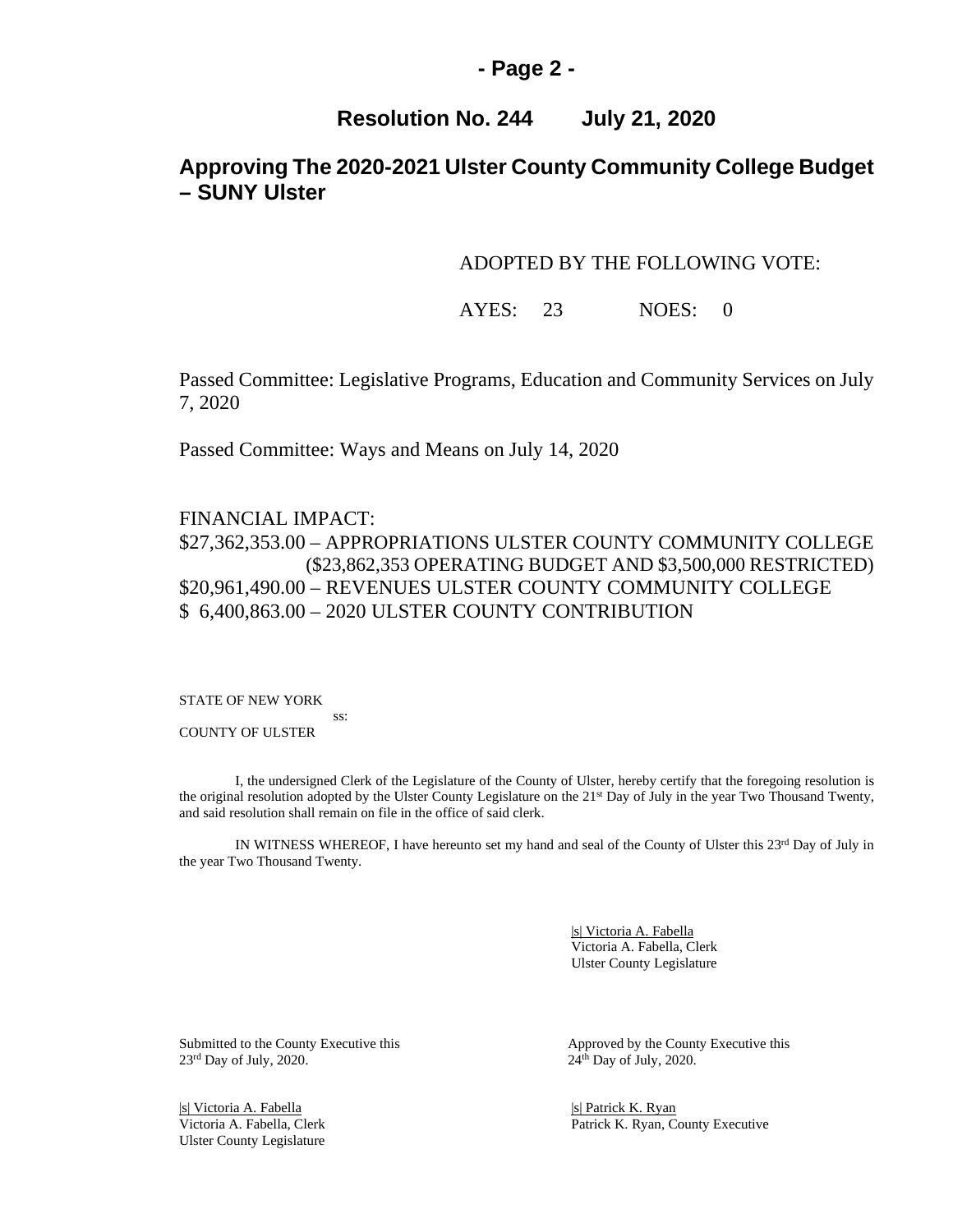## Resolution No. 244 July 21, 2020

## Approving The 2020-2021 Ulster County Community College Budget – SUNY Ulster

ADOPTED BY THE FOLLOWING VOTE:

AYES: 23 NOES: 0

Passed Committee: Legislative Programs, Education and Community Services on July 7, 2020

Passed Committee: Ways and Means on July 14, 2020

FINANCIAL IMPACT:
$27,362,353.00 – APPROPRIATIONS ULSTER COUNTY COMMUNITY COLLEGE
($23,862,353 OPERATING BUDGET AND $3,500,000 RESTRICTED)
$20,961,490.00 – REVENUES ULSTER COUNTY COMMUNITY COLLEGE
$ 6,400,863.00 – 2020 ULSTER COUNTY CONTRIBUTION

STATE OF NEW YORK
ss:
COUNTY OF ULSTER

I, the undersigned Clerk of the Legislature of the County of Ulster, hereby certify that the foregoing resolution is the original resolution adopted by the Ulster County Legislature on the 21st Day of July in the year Two Thousand Twenty, and said resolution shall remain on file in the office of said clerk.

IN WITNESS WHEREOF, I have hereunto set my hand and seal of the County of Ulster this 23rd Day of July in the year Two Thousand Twenty.

|s| Victoria A. Fabella
Victoria A. Fabella, Clerk
Ulster County Legislature

Submitted to the County Executive this 23rd Day of July, 2020.

|s| Victoria A. Fabella
Victoria A. Fabella, Clerk
Ulster County Legislature

Approved by the County Executive this 24th Day of July, 2020.

|s| Patrick K. Ryan
Patrick K. Ryan, County Executive